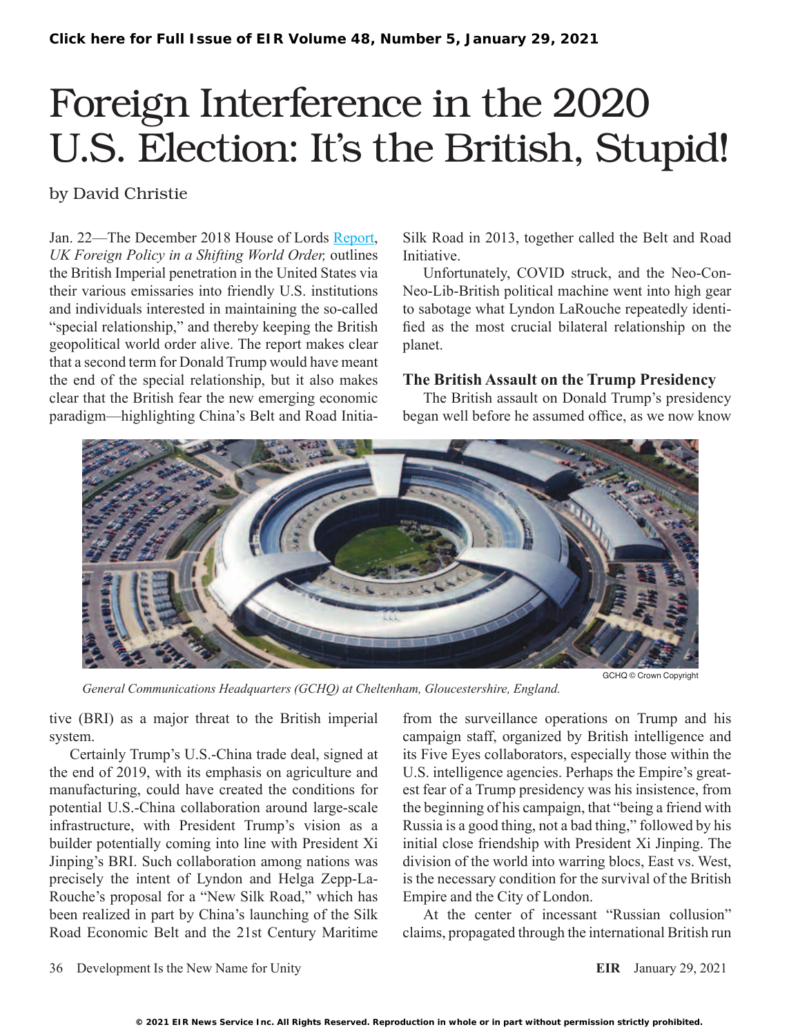Click here for Full Issue of EIR Volume 48, Number 5, January 29, 2021

# Foreign Interference in the 2020 U.S. Election: It's the British, Stupid!

by David Christie

Jan. 22—The December 2018 House of Lords Report, *UK Foreign Policy in a Shifting World Order,* outlines the British Imperial penetration in the United States via their various emissaries into friendly U.S. institutions and individuals interested in maintaining the so-called "special relationship," and thereby keeping the British geopolitical world order alive. The report makes clear that a second term for Donald Trump would have meant the end of the special relationship, but it also makes clear that the British fear the new emerging economic paradigm—highlighting China's Belt and Road Initiative (BRI) as a major threat to the British imperial system.

Certainly Trump's U.S.-China trade deal, signed at the end of 2019, with its emphasis on agriculture and manufacturing, could have created the conditions for potential U.S.-China collaboration around large-scale infrastructure, with President Trump's vision as a builder potentially coming into line with President Xi Jinping's BRI. Such collaboration among nations was precisely the intent of Lyndon and Helga Zepp-LaRouche's proposal for a "New Silk Road," which has been realized in part by China's launching of the Silk Road Economic Belt and the 21st Century Maritime Silk Road in 2013, together called the Belt and Road Initiative.

Unfortunately, COVID struck, and the Neo-Con-Neo-Lib-British political machine went into high gear to sabotage what Lyndon LaRouche repeatedly identified as the most crucial bilateral relationship on the planet.

## The British Assault on the Trump Presidency

The British assault on Donald Trump's presidency began well before he assumed office, as we now know from the surveillance operations on Trump and his campaign staff, organized by British intelligence and its Five Eyes collaborators, especially those within the U.S. intelligence agencies. Perhaps the Empire's greatest fear of a Trump presidency was his insistence, from the beginning of his campaign, that "being a friend with Russia is a good thing, not a bad thing," followed by his initial close friendship with President Xi Jinping. The division of the world into warring blocs, East vs. West, is the necessary condition for the survival of the British Empire and the City of London.

At the center of incessant "Russian collusion" claims, propagated through the international British run

GCHQ © Crown Copyright

*General Communications Headquarters (GCHQ) at Cheltenham, Gloucestershire, England.*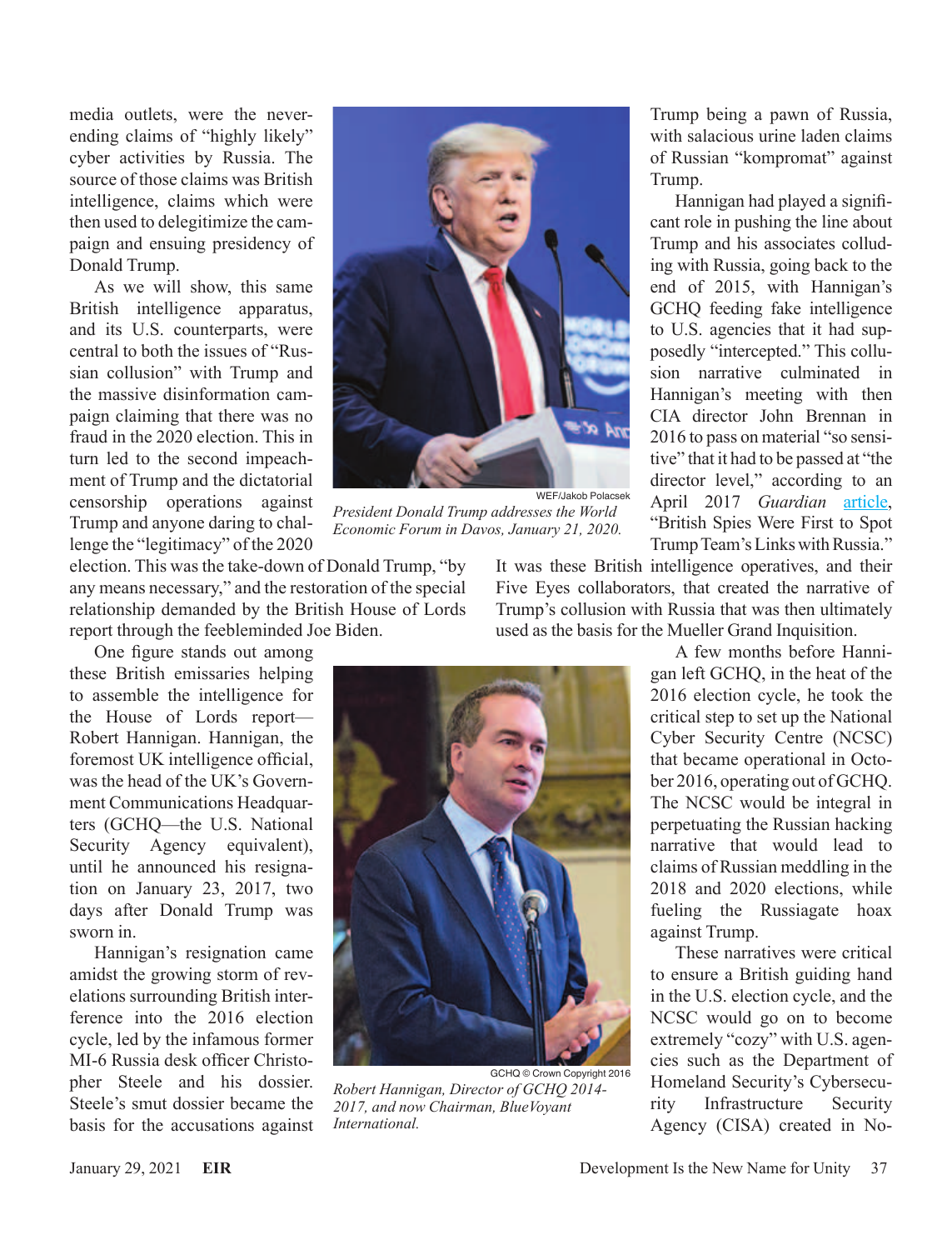media outlets, were the never-ending claims of "highly likely" cyber activities by Russia. The source of those claims was British intelligence, claims which were then used to delegitimize the campaign and ensuing presidency of Donald Trump.

As we will show, this same British intelligence apparatus, and its U.S. counterparts, were central to both the issues of "Russian collusion" with Trump and the massive disinformation campaign claiming that there was no fraud in the 2020 election. This in turn led to the second impeachment of Trump and the dictatorial censorship operations against Trump and anyone daring to challenge the "legitimacy" of the 2020 election. This was the take-down of Donald Trump, "by any means necessary," and the restoration of the special relationship demanded by the British House of Lords report through the feebleminded Joe Biden.

WEF/Jakob Polacsek

*President Donald Trump addresses the World Economic Forum in Davos, January 21, 2020.*

One figure stands out among these British emissaries helping to assemble the intelligence for the House of Lords report—Robert Hannigan. Hannigan, the foremost UK intelligence official, was the head of the UK's Government Communications Headquarters (GCHQ—the U.S. National Security Agency equivalent), until he announced his resignation on January 23, 2017, two days after Donald Trump was sworn in.

Hannigan's resignation came amidst the growing storm of revelations surrounding British interference into the 2016 election cycle, led by the infamous former MI-6 Russia desk officer Christopher Steele and his dossier. Steele's smut dossier became the basis for the accusations against Trump being a pawn of Russia, with salacious urine laden claims of Russian "kompromat" against Trump.

Hannigan had played a significant role in pushing the line about Trump and his associates colluding with Russia, going back to the end of 2015, with Hannigan's GCHQ feeding fake intelligence to U.S. agencies that it had supposedly "intercepted." This collusion narrative culminated in Hannigan's meeting with then CIA director John Brennan in 2016 to pass on material "so sensitive" that it had to be passed at "the director level," according to an April 2017 *Guardian* article, "British Spies Were First to Spot Trump Team's Links with Russia." It was these British intelligence operatives, and their Five Eyes collaborators, that created the narrative of Trump's collusion with Russia that was then ultimately used as the basis for the Mueller Grand Inquisition.

GCHQ © Crown Copyright 2016

*Robert Hannigan, Director of GCHQ 2014-2017, and now Chairman, BlueVoyant International.*

A few months before Hannigan left GCHQ, in the heat of the 2016 election cycle, he took the critical step to set up the National Cyber Security Centre (NCSC) that became operational in October 2016, operating out of GCHQ. The NCSC would be integral in perpetuating the Russian hacking narrative that would lead to claims of Russian meddling in the 2018 and 2020 elections, while fueling the Russiagate hoax against Trump.

These narratives were critical to ensure a British guiding hand in the U.S. election cycle, and the NCSC would go on to become extremely "cozy" with U.S. agencies such as the Department of Homeland Security's Cybersecurity Infrastructure Security Agency (CISA) created in No-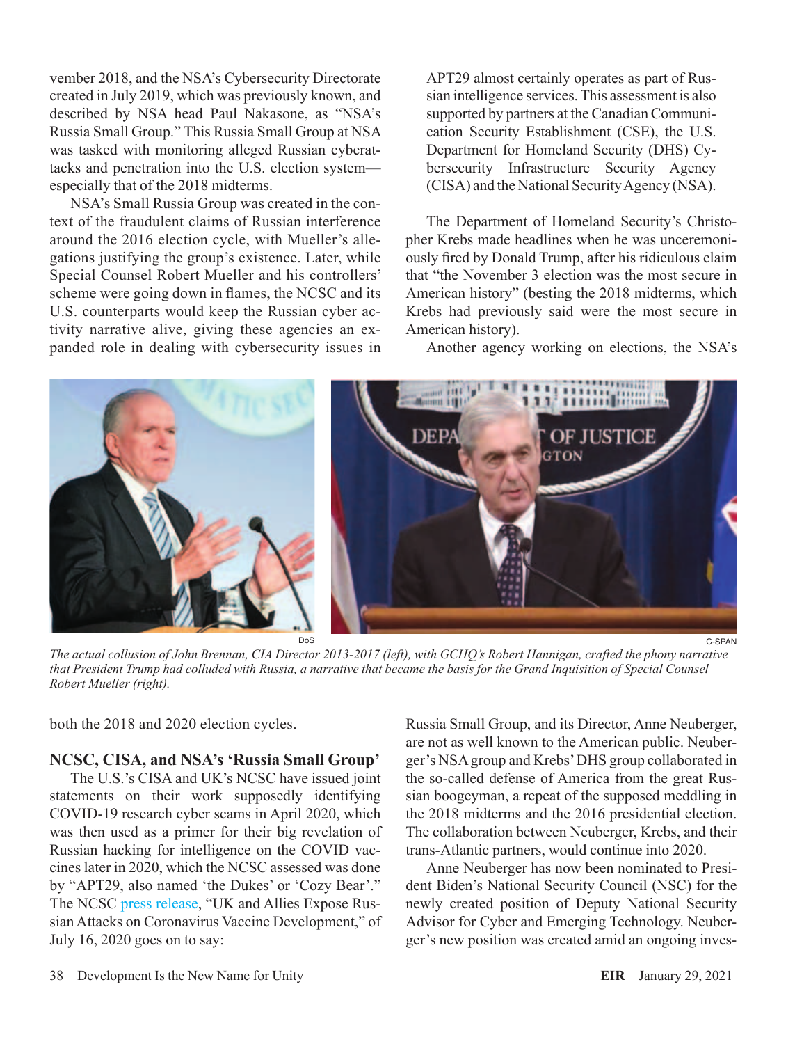vember 2018, and the NSA's Cybersecurity Directorate created in July 2019, which was previously known, and described by NSA head Paul Nakasone, as "NSA's Russia Small Group." This Russia Small Group at NSA was tasked with monitoring alleged Russian cyberattacks and penetration into the U.S. election system—especially that of the 2018 midterms.

NSA's Small Russia Group was created in the context of the fraudulent claims of Russian interference around the 2016 election cycle, with Mueller's allegations justifying the group's existence. Later, while Special Counsel Robert Mueller and his controllers' scheme were going down in flames, the NCSC and its U.S. counterparts would keep the Russian cyber activity narrative alive, giving these agencies an expanded role in dealing with cybersecurity issues in both the 2018 and 2020 election cycles.

## NCSC, CISA, and NSA's 'Russia Small Group'

The U.S.'s CISA and UK's NCSC have issued joint statements on their work supposedly identifying COVID-19 research cyber scams in April 2020, which was then used as a primer for their big revelation of Russian hacking for intelligence on the COVID vaccines later in 2020, which the NCSC assessed was done by "APT29, also named 'the Dukes' or 'Cozy Bear'." The NCSC press release, "UK and Allies Expose Russian Attacks on Coronavirus Vaccine Development," of July 16, 2020 goes on to say:

> APT29 almost certainly operates as part of Russian intelligence services. This assessment is also supported by partners at the Canadian Communication Security Establishment (CSE), the U.S. Department for Homeland Security (DHS) Cybersecurity Infrastructure Security Agency (CISA) and the National Security Agency (NSA).

The Department of Homeland Security's Christopher Krebs made headlines when he was unceremoniously fired by Donald Trump, after his ridiculous claim that "the November 3 election was the most secure in American history" (besting the 2018 midterms, which Krebs had previously said were the most secure in American history).

Another agency working on elections, the NSA's Russia Small Group, and its Director, Anne Neuberger, are not as well known to the American public. Neuberger's NSA group and Krebs' DHS group collaborated in the so-called defense of America from the great Russian boogeyman, a repeat of the supposed meddling in the 2018 midterms and the 2016 presidential election. The collaboration between Neuberger, Krebs, and their trans-Atlantic partners, would continue into 2020.

Anne Neuberger has now been nominated to President Biden's National Security Council (NSC) for the newly created position of Deputy National Security Advisor for Cyber and Emerging Technology. Neuberger's new position was created amid an ongoing inves-

DoS

C-SPAN

*The actual collusion of John Brennan, CIA Director 2013-2017 (left), with GCHQ's Robert Hannigan, crafted the phony narrative that President Trump had colluded with Russia, a narrative that became the basis for the Grand Inquisition of Special Counsel Robert Mueller (right).*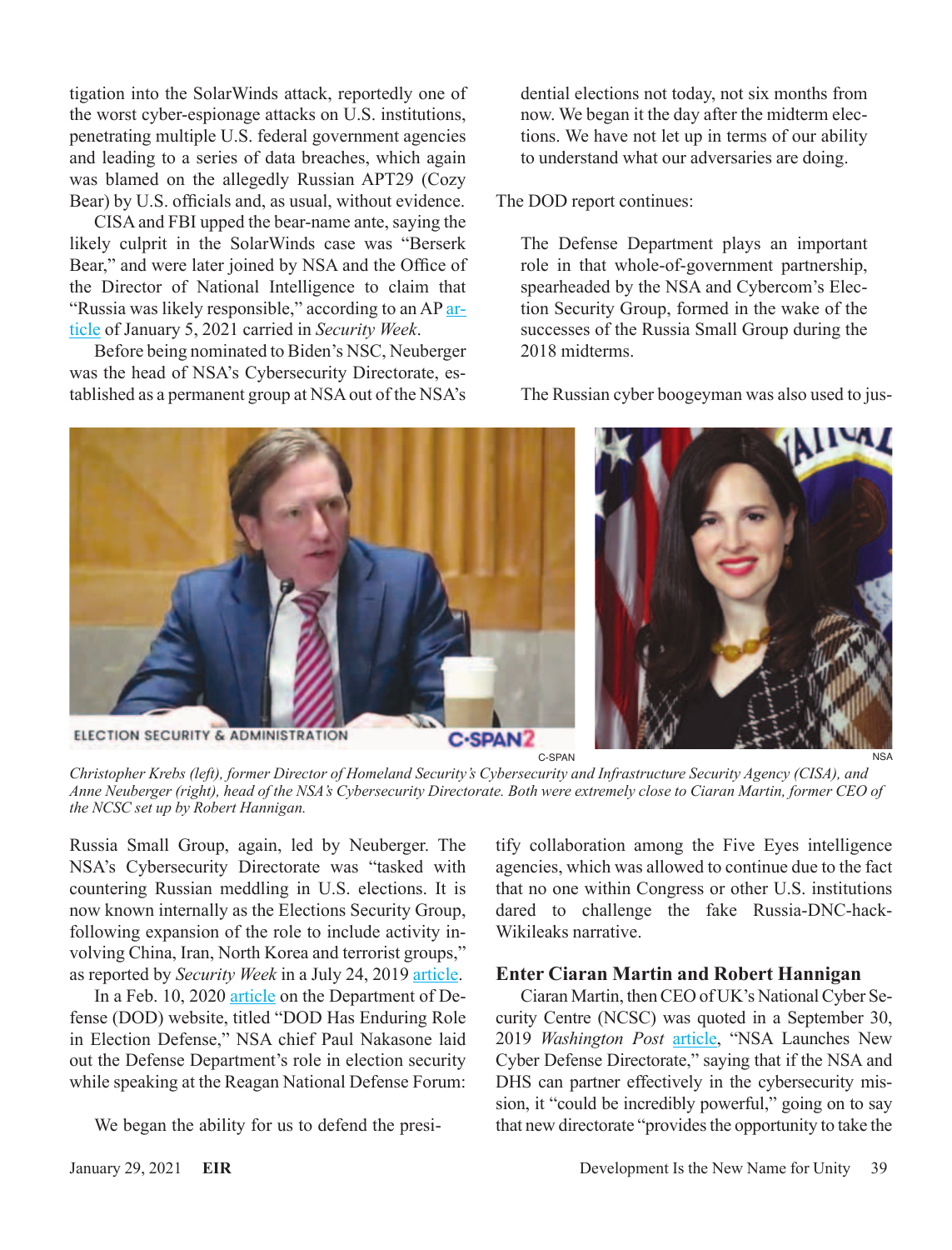tigation into the SolarWinds attack, reportedly one of the worst cyber-espionage attacks on U.S. institutions, penetrating multiple U.S. federal government agencies and leading to a series of data breaches, which again was blamed on the allegedly Russian APT29 (Cozy Bear) by U.S. officials and, as usual, without evidence.

CISA and FBI upped the bear-name ante, saying the likely culprit in the SolarWinds case was "Berserk Bear," and were later joined by NSA and the Office of the Director of National Intelligence to claim that "Russia was likely responsible," according to an AP article of January 5, 2021 carried in *Security Week*.

Before being nominated to Biden's NSC, Neuberger was the head of NSA's Cybersecurity Directorate, established as a permanent group at NSA out of the NSA's Russia Small Group, again, led by Neuberger. The NSA's Cybersecurity Directorate was "tasked with countering Russian meddling in U.S. elections. It is now known internally as the Elections Security Group, following expansion of the role to include activity involving China, Iran, North Korea and terrorist groups," as reported by *Security Week* in a July 24, 2019 article.

In a Feb. 10, 2020 article on the Department of Defense (DOD) website, titled "DOD Has Enduring Role in Election Defense," NSA chief Paul Nakasone laid out the Defense Department's role in election security while speaking at the Reagan National Defense Forum:

> We began the ability for us to defend the presidential elections not today, not six months from now. We began it the day after the midterm elections. We have not let up in terms of our ability to understand what our adversaries are doing.

The DOD report continues:

> The Defense Department plays an important role in that whole-of-government partnership, spearheaded by the NSA and Cybercom's Election Security Group, formed in the wake of the successes of the Russia Small Group during the 2018 midterms.

The Russian cyber boogeyman was also used to justify collaboration among the Five Eyes intelligence agencies, which was allowed to continue due to the fact that no one within Congress or other U.S. institutions dared to challenge the fake Russia-DNC-hack-Wikileaks narrative.

C-SPAN NSA

*Christopher Krebs (left), former Director of Homeland Security's Cybersecurity and Infrastructure Security Agency (CISA), and Anne Neuberger (right), head of the NSA's Cybersecurity Directorate. Both were extremely close to Ciaran Martin, former CEO of the NCSC set up by Robert Hannigan.*

### Enter Ciaran Martin and Robert Hannigan

Ciaran Martin, then CEO of UK's National Cyber Security Centre (NCSC) was quoted in a September 30, 2019 *Washington Post* article, "NSA Launches New Cyber Defense Directorate," saying that if the NSA and DHS can partner effectively in the cybersecurity mission, it "could be incredibly powerful," going on to say that new directorate "provides the opportunity to take the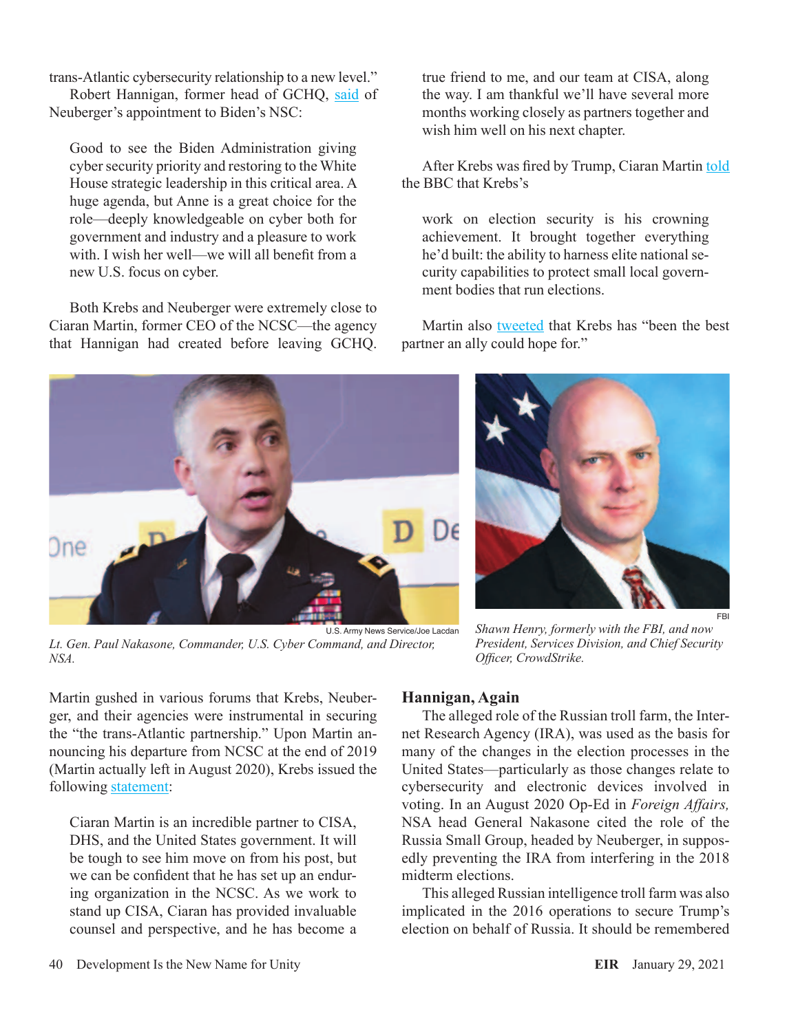trans-Atlantic cybersecurity relationship to a new level."

Robert Hannigan, former head of GCHQ, said of Neuberger's appointment to Biden's NSC:

> Good to see the Biden Administration giving cyber security priority and restoring to the White House strategic leadership in this critical area. A huge agenda, but Anne is a great choice for the role—deeply knowledgeable on cyber both for government and industry and a pleasure to work with. I wish her well—we will all benefit from a new U.S. focus on cyber.

Both Krebs and Neuberger were extremely close to Ciaran Martin, former CEO of the NCSC—the agency that Hannigan had created before leaving GCHQ. Martin gushed in various forums that Krebs, Neuberger, and their agencies were instrumental in securing the "the trans-Atlantic partnership." Upon Martin announcing his departure from NCSC at the end of 2019 (Martin actually left in August 2020), Krebs issued the following statement:

> Ciaran Martin is an incredible partner to CISA, DHS, and the United States government. It will be tough to see him move on from his post, but we can be confident that he has set up an enduring organization in the NCSC. As we work to stand up CISA, Ciaran has provided invaluable counsel and perspective, and he has become a true friend to me, and our team at CISA, along the way. I am thankful we'll have several more months working closely as partners together and wish him well on his next chapter.

After Krebs was fired by Trump, Ciaran Martin told the BBC that Krebs's

> work on election security is his crowning achievement. It brought together everything he'd built: the ability to harness elite national security capabilities to protect small local government bodies that run elections.

Martin also tweeted that Krebs has "been the best partner an ally could hope for."

U.S. Army News Service/Joe Lacdan

*Lt. Gen. Paul Nakasone, Commander, U.S. Cyber Command, and Director, NSA.*

FBI

*Shawn Henry, formerly with the FBI, and now President, Services Division, and Chief Security Officer, CrowdStrike.*

## Hannigan, Again

The alleged role of the Russian troll farm, the Internet Research Agency (IRA), was used as the basis for many of the changes in the election processes in the United States—particularly as those changes relate to cybersecurity and electronic devices involved in voting. In an August 2020 Op-Ed in *Foreign Affairs,* NSA head General Nakasone cited the role of the Russia Small Group, headed by Neuberger, in supposedly preventing the IRA from interfering in the 2018 midterm elections.

This alleged Russian intelligence troll farm was also implicated in the 2016 operations to secure Trump's election on behalf of Russia. It should be remembered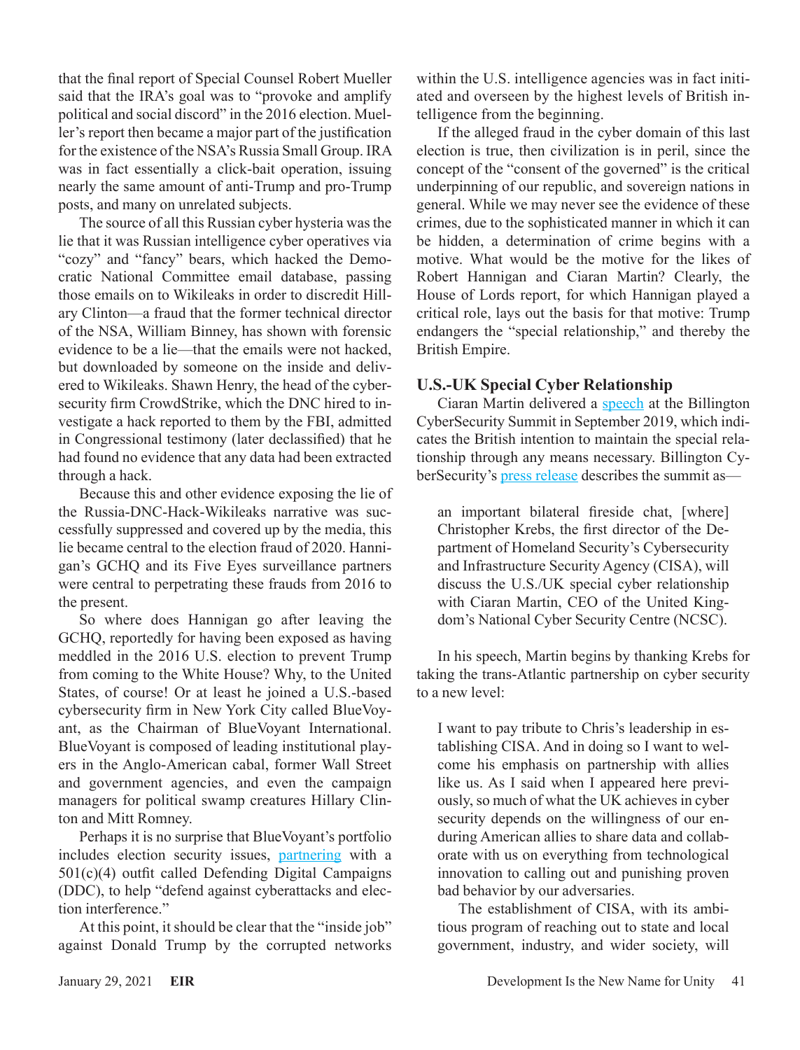that the final report of Special Counsel Robert Mueller said that the IRA's goal was to "provoke and amplify political and social discord" in the 2016 election. Mueller's report then became a major part of the justification for the existence of the NSA's Russia Small Group. IRA was in fact essentially a click-bait operation, issuing nearly the same amount of anti-Trump and pro-Trump posts, and many on unrelated subjects.

The source of all this Russian cyber hysteria was the lie that it was Russian intelligence cyber operatives via "cozy" and "fancy" bears, which hacked the Democratic National Committee email database, passing those emails on to Wikileaks in order to discredit Hillary Clinton—a fraud that the former technical director of the NSA, William Binney, has shown with forensic evidence to be a lie—that the emails were not hacked, but downloaded by someone on the inside and delivered to Wikileaks. Shawn Henry, the head of the cybersecurity firm CrowdStrike, which the DNC hired to investigate a hack reported to them by the FBI, admitted in Congressional testimony (later declassified) that he had found no evidence that any data had been extracted through a hack.

Because this and other evidence exposing the lie of the Russia-DNC-Hack-Wikileaks narrative was successfully suppressed and covered up by the media, this lie became central to the election fraud of 2020. Hannigan's GCHQ and its Five Eyes surveillance partners were central to perpetrating these frauds from 2016 to the present.

So where does Hannigan go after leaving the GCHQ, reportedly for having been exposed as having meddled in the 2016 U.S. election to prevent Trump from coming to the White House? Why, to the United States, of course! Or at least he joined a U.S.-based cybersecurity firm in New York City called BlueVoyant, as the Chairman of BlueVoyant International. BlueVoyant is composed of leading institutional players in the Anglo-American cabal, former Wall Street and government agencies, and even the campaign managers for political swamp creatures Hillary Clinton and Mitt Romney.

Perhaps it is no surprise that BlueVoyant's portfolio includes election security issues, partnering with a 501(c)(4) outfit called Defending Digital Campaigns (DDC), to help "defend against cyberattacks and election interference."

At this point, it should be clear that the "inside job" against Donald Trump by the corrupted networks within the U.S. intelligence agencies was in fact initiated and overseen by the highest levels of British intelligence from the beginning.

If the alleged fraud in the cyber domain of this last election is true, then civilization is in peril, since the concept of the "consent of the governed" is the critical underpinning of our republic, and sovereign nations in general. While we may never see the evidence of these crimes, due to the sophisticated manner in which it can be hidden, a determination of crime begins with a motive. What would be the motive for the likes of Robert Hannigan and Ciaran Martin? Clearly, the House of Lords report, for which Hannigan played a critical role, lays out the basis for that motive: Trump endangers the "special relationship," and thereby the British Empire.

## U.S.-UK Special Cyber Relationship

Ciaran Martin delivered a speech at the Billington CyberSecurity Summit in September 2019, which indicates the British intention to maintain the special relationship through any means necessary. Billington CyberSecurity's press release describes the summit as—

> an important bilateral fireside chat, [where] Christopher Krebs, the first director of the Department of Homeland Security's Cybersecurity and Infrastructure Security Agency (CISA), will discuss the U.S./UK special cyber relationship with Ciaran Martin, CEO of the United Kingdom's National Cyber Security Centre (NCSC).

In his speech, Martin begins by thanking Krebs for taking the trans-Atlantic partnership on cyber security to a new level:

> I want to pay tribute to Chris's leadership in establishing CISA. And in doing so I want to welcome his emphasis on partnership with allies like us. As I said when I appeared here previously, so much of what the UK achieves in cyber security depends on the willingness of our enduring American allies to share data and collaborate with us on everything from technological innovation to calling out and punishing proven bad behavior by our adversaries.
>
> The establishment of CISA, with its ambitious program of reaching out to state and local government, industry, and wider society, will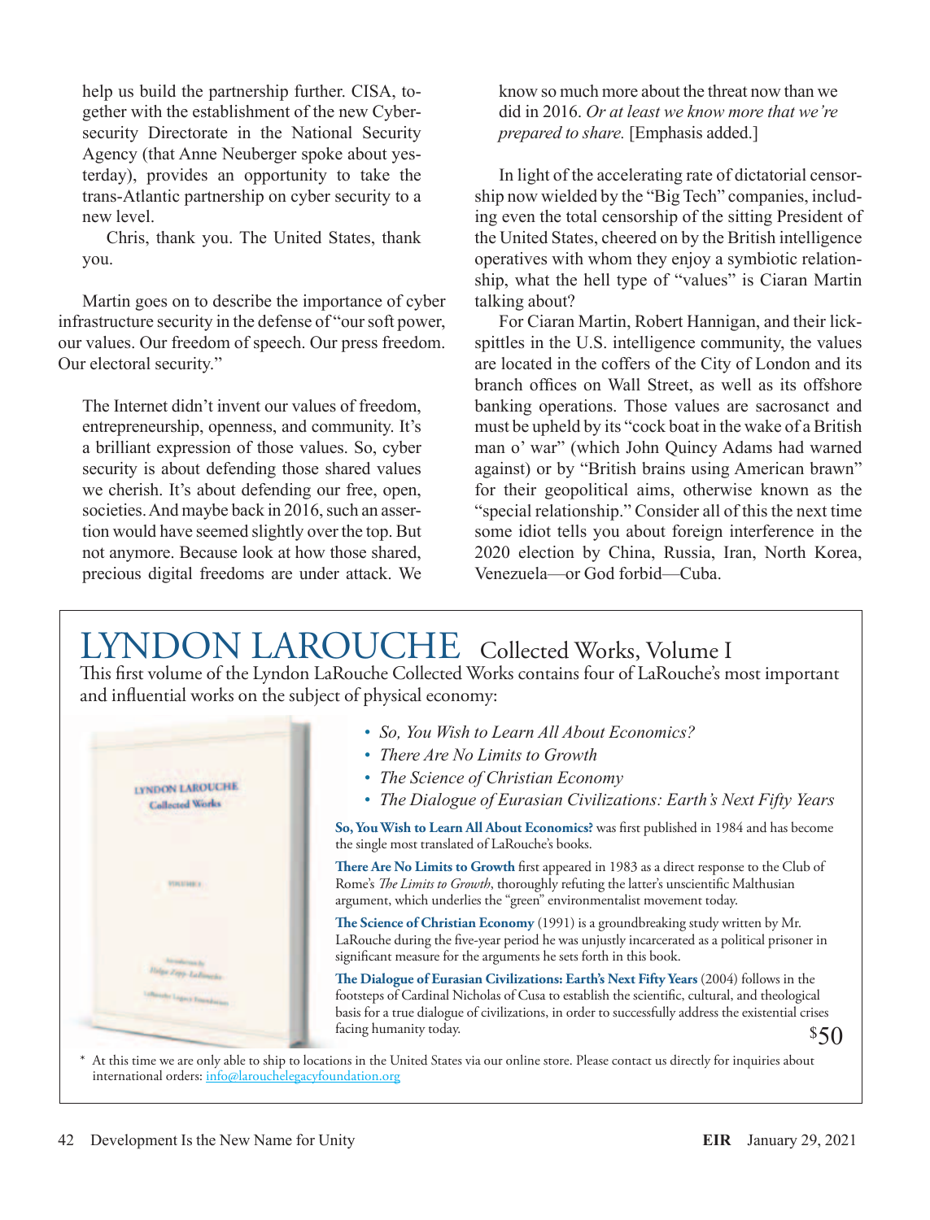help us build the partnership further. CISA, together with the establishment of the new Cybersecurity Directorate in the National Security Agency (that Anne Neuberger spoke about yesterday), provides an opportunity to take the trans-Atlantic partnership on cyber security to a new level.

Chris, thank you. The United States, thank you.

Martin goes on to describe the importance of cyber infrastructure security in the defense of "our soft power, our values. Our freedom of speech. Our press freedom. Our electoral security."

> The Internet didn't invent our values of freedom, entrepreneurship, openness, and community. It's a brilliant expression of those values. So, cyber security is about defending those shared values we cherish. It's about defending our free, open, societies. And maybe back in 2016, such an assertion would have seemed slightly over the top. But not anymore. Because look at how those shared, precious digital freedoms are under attack. We know so much more about the threat now than we did in 2016. *Or at least we know more that we're prepared to share.* [Emphasis added.]

In light of the accelerating rate of dictatorial censorship now wielded by the "Big Tech" companies, including even the total censorship of the sitting President of the United States, cheered on by the British intelligence operatives with whom they enjoy a symbiotic relationship, what the hell type of "values" is Ciaran Martin talking about?

For Ciaran Martin, Robert Hannigan, and their lickspittles in the U.S. intelligence community, the values are located in the coffers of the City of London and its branch offices on Wall Street, as well as its offshore banking operations. Those values are sacrosanct and must be upheld by its "cock boat in the wake of a British man o' war" (which John Quincy Adams had warned against) or by "British brains using American brawn" for their geopolitical aims, otherwise known as the "special relationship." Consider all of this the next time some idiot tells you about foreign interference in the 2020 election by China, Russia, Iran, North Korea, Venezuela—or God forbid—Cuba.

---

# LYNDON LAROUCHE Collected Works, Volume I

This first volume of the Lyndon LaRouche Collected Works contains four of LaRouche's most important and influential works on the subject of physical economy:

- *So, You Wish to Learn All About Economics?*
- *There Are No Limits to Growth*
- *The Science of Christian Economy*
- *The Dialogue of Eurasian Civilizations: Earth's Next Fifty Years*

**So, You Wish to Learn All About Economics?** was first published in 1984 and has become the single most translated of LaRouche's books.

**There Are No Limits to Growth** first appeared in 1983 as a direct response to the Club of Rome's *The Limits to Growth*, thoroughly refuting the latter's unscientific Malthusian argument, which underlies the "green" environmentalist movement today.

**The Science of Christian Economy** (1991) is a groundbreaking study written by Mr. LaRouche during the five-year period he was unjustly incarcerated as a political prisoner in significant measure for the arguments he sets forth in this book.

**The Dialogue of Eurasian Civilizations: Earth's Next Fifty Years** (2004) follows in the footsteps of Cardinal Nicholas of Cusa to establish the scientific, cultural, and theological basis for a true dialogue of civilizations, in order to successfully address the existential crises facing humanity today.

$50

\* At this time we are only able to ship to locations in the United States via our online store. Please contact us directly for inquiries about international orders: info@larouchelegacyfoundation.org